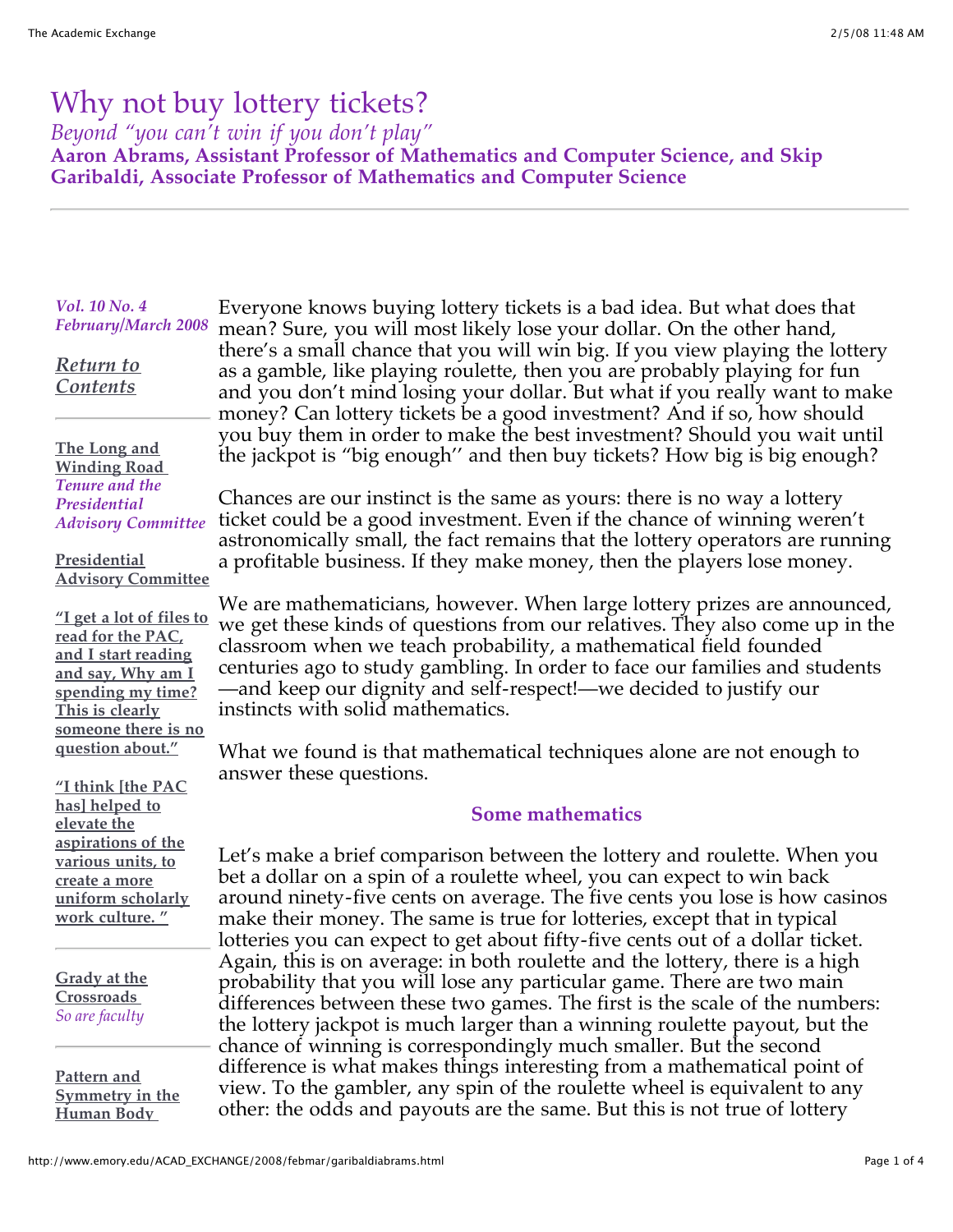# Why not buy lottery tickets?

*Beyond "you can't win if you don't play"*

**Aaron Abrams, Assistant Professor of Mathematics and Computer Science, and Skip Garibaldi, Associate Professor of Mathematics and Computer Science**

*Vol. 10 No. 4*
*February/March 2008*

Return to Contents

**The Long and Winding Road**
*Tenure and the Presidential Advisory Committee*

**Presidential Advisory Committee**

**"I get a lot of files to read for the PAC, and I start reading and say, Why am I spending my time? This is clearly someone there is no question about."**

**"I think [the PAC has] helped to elevate the aspirations of the various units, to create a more uniform scholarly work culture. "**

**Grady at the Crossroads**
*So are faculty*

**Pattern and Symmetry in the Human Body**

Everyone knows buying lottery tickets is a bad idea. But what does that mean? Sure, you will most likely lose your dollar. On the other hand, there's a small chance that you will win big. If you view playing the lottery as a gamble, like playing roulette, then you are probably playing for fun and you don't mind losing your dollar. But what if you really want to make money? Can lottery tickets be a good investment? And if so, how should you buy them in order to make the best investment? Should you wait until the jackpot is "big enough'' and then buy tickets? How big is big enough?

Chances are our instinct is the same as yours: there is no way a lottery ticket could be a good investment. Even if the chance of winning weren't astronomically small, the fact remains that the lottery operators are running a profitable business. If they make money, then the players lose money.

We are mathematicians, however. When large lottery prizes are announced, we get these kinds of questions from our relatives. They also come up in the classroom when we teach probability, a mathematical field founded centuries ago to study gambling. In order to face our families and students—and keep our dignity and self-respect!—we decided to justify our instincts with solid mathematics.

What we found is that mathematical techniques alone are not enough to answer these questions.

## Some mathematics

Let's make a brief comparison between the lottery and roulette. When you bet a dollar on a spin of a roulette wheel, you can expect to win back around ninety-five cents on average. The five cents you lose is how casinos make their money. The same is true for lotteries, except that in typical lotteries you can expect to get about fifty-five cents out of a dollar ticket. Again, this is on average: in both roulette and the lottery, there is a high probability that you will lose any particular game. There are two main differences between these two games. The first is the scale of the numbers: the lottery jackpot is much larger than a winning roulette payout, but the chance of winning is correspondingly much smaller. But the second difference is what makes things interesting from a mathematical point of view. To the gambler, any spin of the roulette wheel is equivalent to any other: the odds and payouts are the same. But this is not true of lottery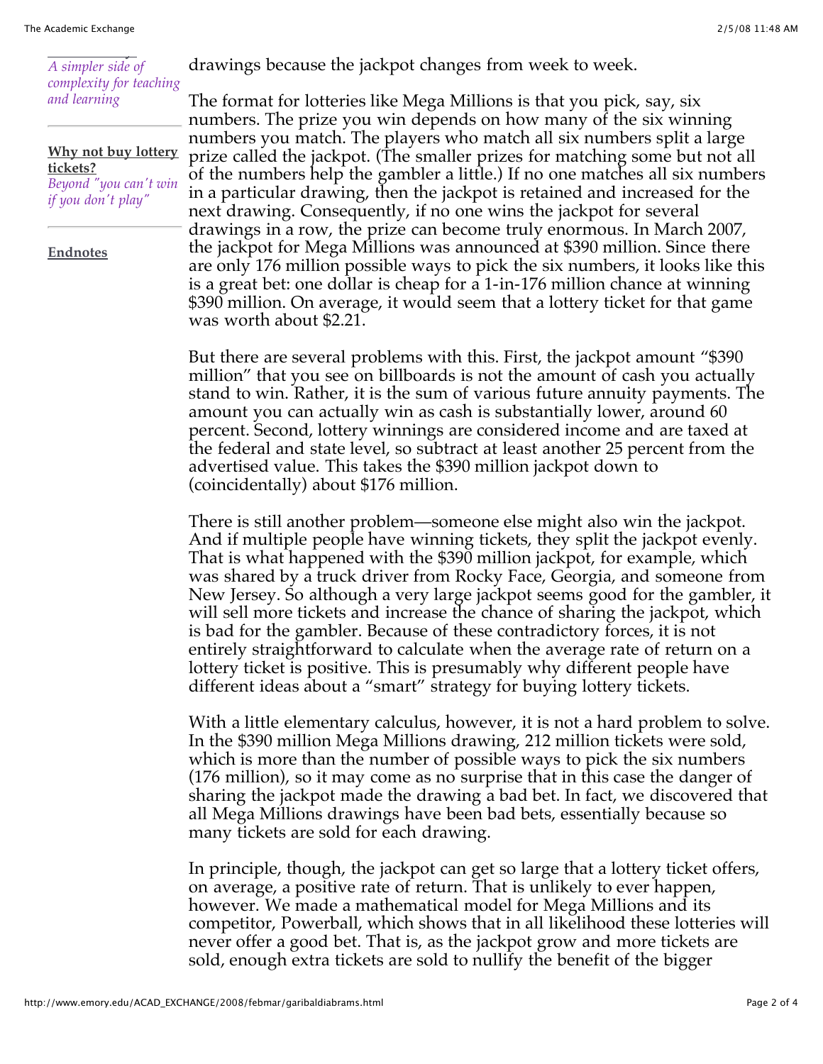*A simpler side of complexity for teaching and learning*

**Why not buy lottery tickets?**
*Beyond "you can't win if you don't play"*

**Endnotes**

drawings because the jackpot changes from week to week.

The format for lotteries like Mega Millions is that you pick, say, six numbers. The prize you win depends on how many of the six winning numbers you match. The players who match all six numbers split a large prize called the jackpot. (The smaller prizes for matching some but not all of the numbers help the gambler a little.) If no one matches all six numbers in a particular drawing, then the jackpot is retained and increased for the next drawing. Consequently, if no one wins the jackpot for several drawings in a row, the prize can become truly enormous. In March 2007, the jackpot for Mega Millions was announced at $390 million. Since there are only 176 million possible ways to pick the six numbers, it looks like this is a great bet: one dollar is cheap for a 1-in-176 million chance at winning $390 million. On average, it would seem that a lottery ticket for that game was worth about $2.21.

But there are several problems with this. First, the jackpot amount "$390 million" that you see on billboards is not the amount of cash you actually stand to win. Rather, it is the sum of various future annuity payments. The amount you can actually win as cash is substantially lower, around 60 percent. Second, lottery winnings are considered income and are taxed at the federal and state level, so subtract at least another 25 percent from the advertised value. This takes the $390 million jackpot down to (coincidentally) about $176 million.

There is still another problem—someone else might also win the jackpot. And if multiple people have winning tickets, they split the jackpot evenly. That is what happened with the $390 million jackpot, for example, which was shared by a truck driver from Rocky Face, Georgia, and someone from New Jersey. So although a very large jackpot seems good for the gambler, it will sell more tickets and increase the chance of sharing the jackpot, which is bad for the gambler. Because of these contradictory forces, it is not entirely straightforward to calculate when the average rate of return on a lottery ticket is positive. This is presumably why different people have different ideas about a "smart" strategy for buying lottery tickets.

With a little elementary calculus, however, it is not a hard problem to solve. In the $390 million Mega Millions drawing, 212 million tickets were sold, which is more than the number of possible ways to pick the six numbers (176 million), so it may come as no surprise that in this case the danger of sharing the jackpot made the drawing a bad bet. In fact, we discovered that all Mega Millions drawings have been bad bets, essentially because so many tickets are sold for each drawing.

In principle, though, the jackpot can get so large that a lottery ticket offers, on average, a positive rate of return. That is unlikely to ever happen, however. We made a mathematical model for Mega Millions and its competitor, Powerball, which shows that in all likelihood these lotteries will never offer a good bet. That is, as the jackpot grow and more tickets are sold, enough extra tickets are sold to nullify the benefit of the bigger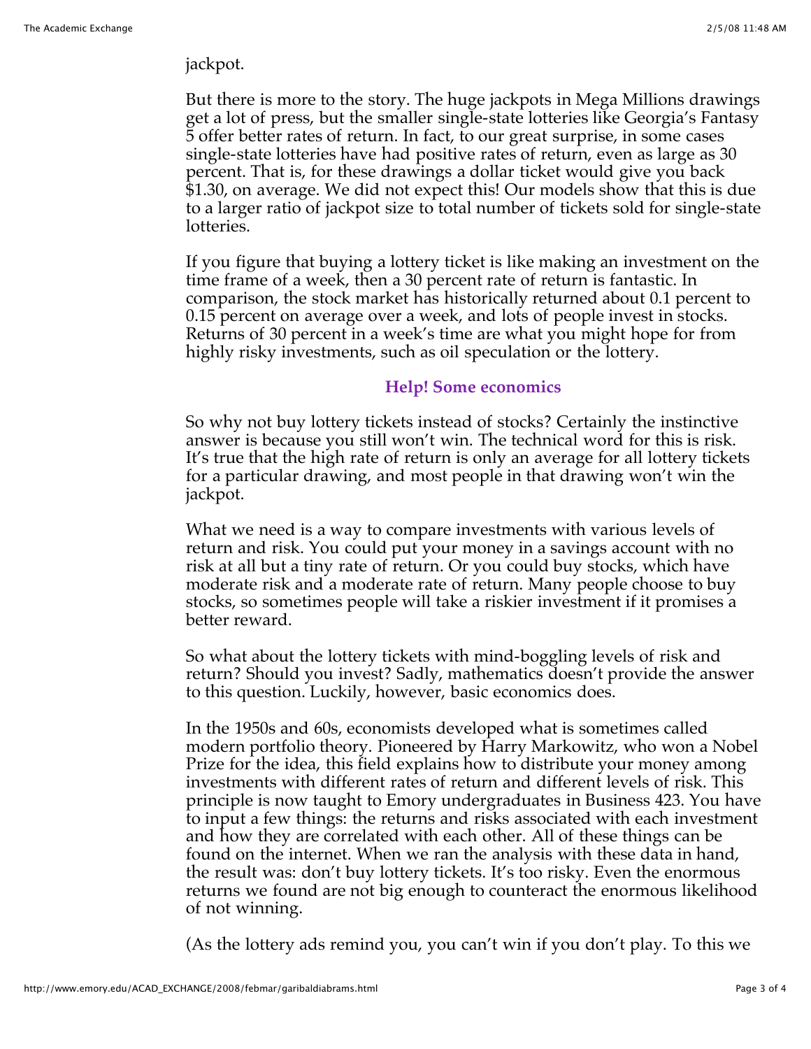jackpot.

But there is more to the story. The huge jackpots in Mega Millions drawings get a lot of press, but the smaller single-state lotteries like Georgia's Fantasy 5 offer better rates of return. In fact, to our great surprise, in some cases single-state lotteries have had positive rates of return, even as large as 30 percent. That is, for these drawings a dollar ticket would give you back $1.30, on average. We did not expect this! Our models show that this is due to a larger ratio of jackpot size to total number of tickets sold for single-state lotteries.

If you figure that buying a lottery ticket is like making an investment on the time frame of a week, then a 30 percent rate of return is fantastic. In comparison, the stock market has historically returned about 0.1 percent to 0.15 percent on average over a week, and lots of people invest in stocks. Returns of 30 percent in a week's time are what you might hope for from highly risky investments, such as oil speculation or the lottery.

### Help! Some economics

So why not buy lottery tickets instead of stocks? Certainly the instinctive answer is because you still won't win. The technical word for this is risk. It's true that the high rate of return is only an average for all lottery tickets for a particular drawing, and most people in that drawing won't win the jackpot.

What we need is a way to compare investments with various levels of return and risk. You could put your money in a savings account with no risk at all but a tiny rate of return. Or you could buy stocks, which have moderate risk and a moderate rate of return. Many people choose to buy stocks, so sometimes people will take a riskier investment if it promises a better reward.

So what about the lottery tickets with mind-boggling levels of risk and return? Should you invest? Sadly, mathematics doesn't provide the answer to this question. Luckily, however, basic economics does.

In the 1950s and 60s, economists developed what is sometimes called modern portfolio theory. Pioneered by Harry Markowitz, who won a Nobel Prize for the idea, this field explains how to distribute your money among investments with different rates of return and different levels of risk. This principle is now taught to Emory undergraduates in Business 423. You have to input a few things: the returns and risks associated with each investment and how they are correlated with each other. All of these things can be found on the internet. When we ran the analysis with these data in hand, the result was: don't buy lottery tickets. It's too risky. Even the enormous returns we found are not big enough to counteract the enormous likelihood of not winning.

(As the lottery ads remind you, you can't win if you don't play. To this we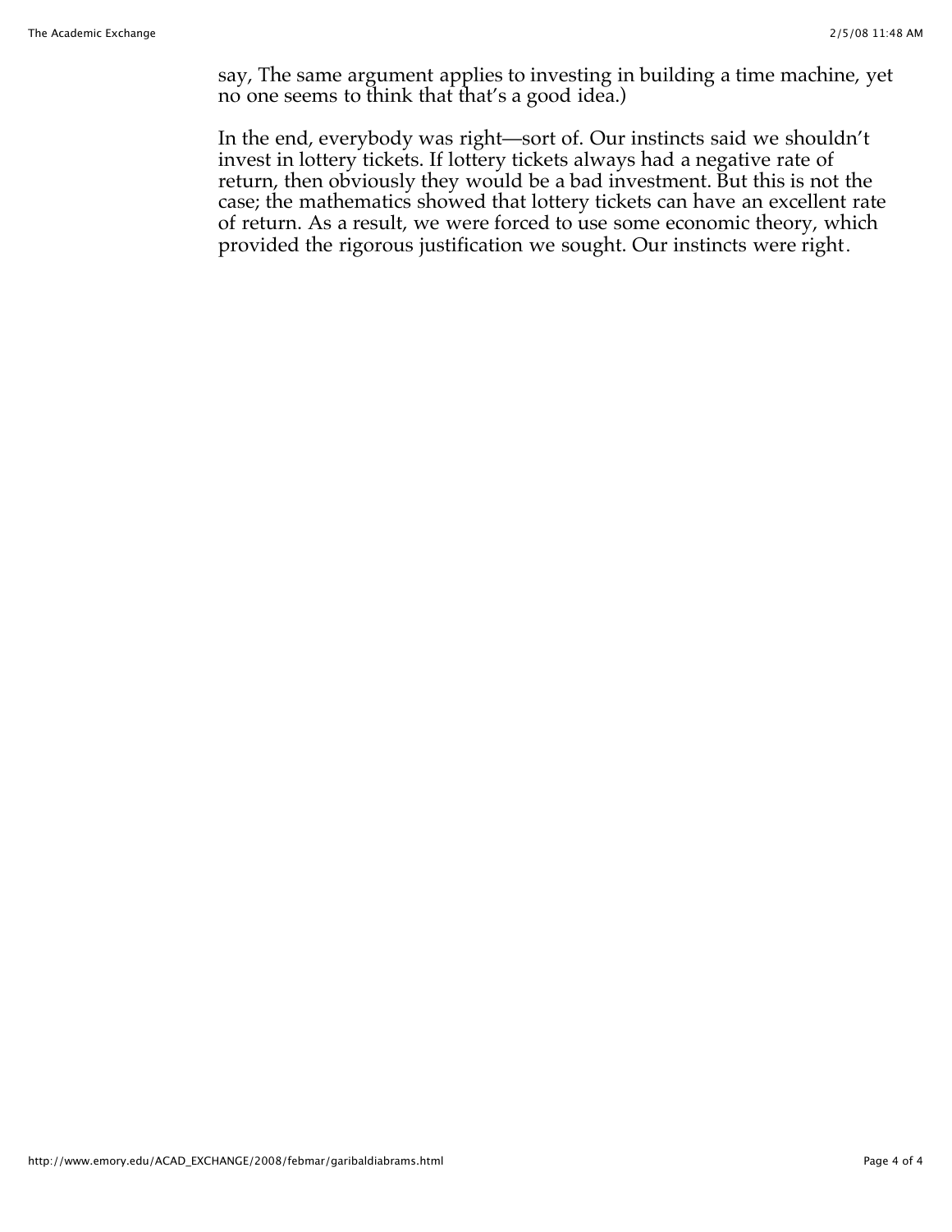say, The same argument applies to investing in building a time machine, yet no one seems to think that that's a good idea.)

In the end, everybody was right—sort of. Our instincts said we shouldn't invest in lottery tickets. If lottery tickets always had a negative rate of return, then obviously they would be a bad investment. But this is not the case; the mathematics showed that lottery tickets can have an excellent rate of return. As a result, we were forced to use some economic theory, which provided the rigorous justification we sought. Our instincts were right.